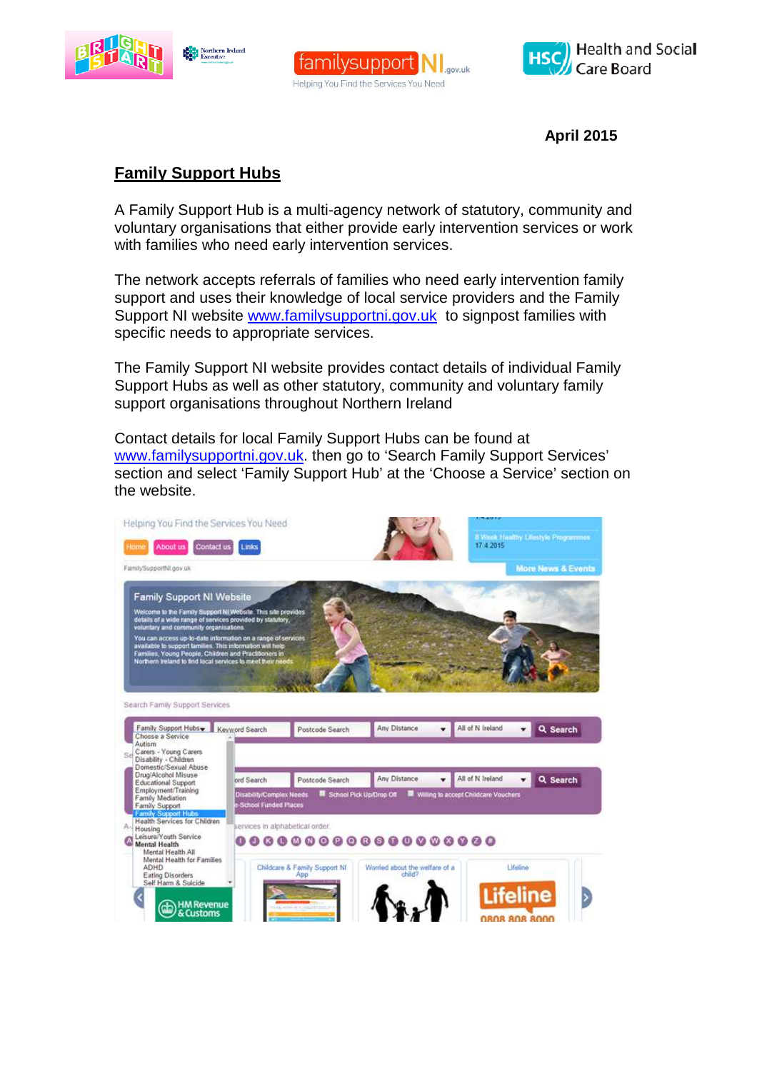April 2015

# Family Support Hubs

A Family Support Hub is a multi-agency network of statutory, community and voluntary organisations that either provide early intervention services or work with families who need early intervention services.

The network accepts referrals of families who need early intervention family support and uses their knowledge of local service providers and the Family Support NI website www.familysupportni.gov.uk to signpost families with specific needs to appropriate services.

The Family Support NI website provides contact details of individual Family Support Hubs as well as other statutory, community and voluntary family support organisations throughout Northern Ireland

Contact details for local Family Support Hubs can be found at www.familysupportni.gov.uk. then go to 'Search Family Support Services' section and select 'Family Support Hub' at the 'Choose a Service' section on the website.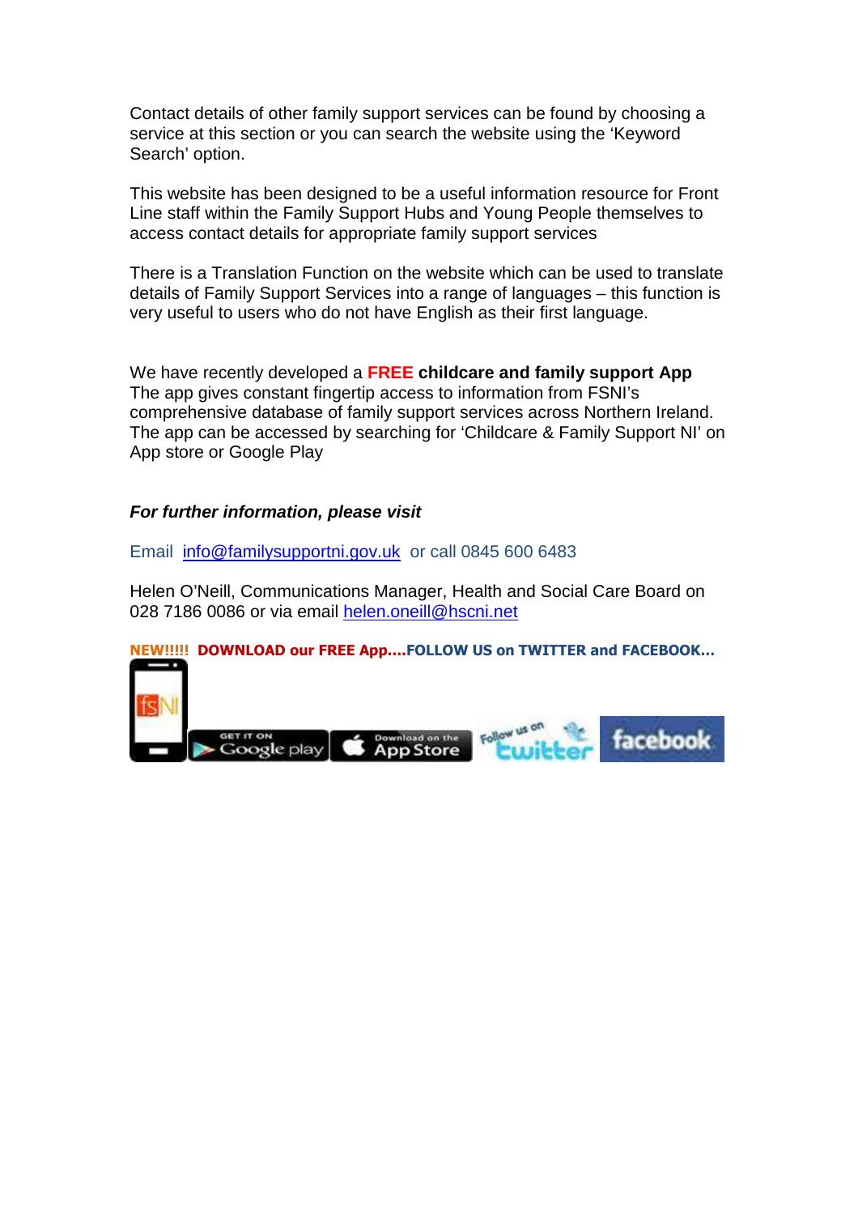Contact details of other family support services can be found by choosing a service at this section or you can search the website using the 'Keyword Search' option.

This website has been designed to be a useful information resource for Front Line staff within the Family Support Hubs and Young People themselves to access contact details for appropriate family support services

There is a Translation Function on the website which can be used to translate details of Family Support Services into a range of languages – this function is very useful to users who do not have English as their first language.

We have recently developed a **FREE childcare and family support App**
The app gives constant fingertip access to information from FSNI's comprehensive database of family support services across Northern Ireland. The app can be accessed by searching for 'Childcare & Family Support NI' on App store or Google Play

***For further information, please visit***

Email info@familysupportni.gov.uk or call 0845 600 6483

Helen O'Neill, Communications Manager, Health and Social Care Board on 028 7186 0086 or via email helen.oneill@hscni.net

**NEW!!!!! DOWNLOAD our FREE App....FOLLOW US on TWITTER and FACEBOOK...**